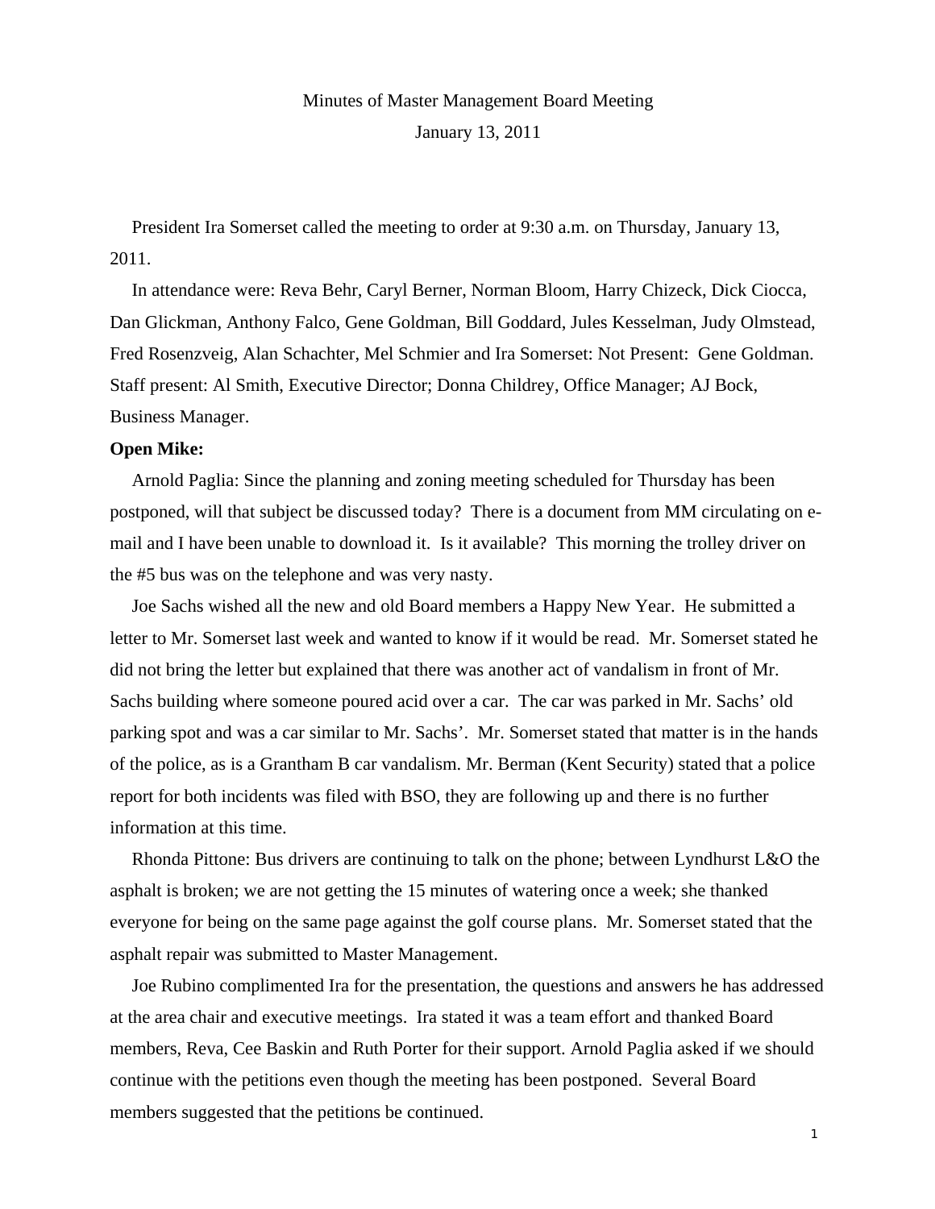# Minutes of Master Management Board Meeting

January 13, 2011

President Ira Somerset called the meeting to order at 9:30 a.m. on Thursday, January 13, 2011.

In attendance were: Reva Behr, Caryl Berner, Norman Bloom, Harry Chizeck, Dick Ciocca, Dan Glickman, Anthony Falco, Gene Goldman, Bill Goddard, Jules Kesselman, Judy Olmstead, Fred Rosenzveig, Alan Schachter, Mel Schmier and Ira Somerset: Not Present: Gene Goldman. Staff present: Al Smith, Executive Director; Donna Childrey, Office Manager; AJ Bock, Business Manager.

**Open Mike:**

Arnold Paglia: Since the planning and zoning meeting scheduled for Thursday has been postponed, will that subject be discussed today? There is a document from MM circulating on e-mail and I have been unable to download it. Is it available? This morning the trolley driver on the #5 bus was on the telephone and was very nasty.

Joe Sachs wished all the new and old Board members a Happy New Year. He submitted a letter to Mr. Somerset last week and wanted to know if it would be read. Mr. Somerset stated he did not bring the letter but explained that there was another act of vandalism in front of Mr. Sachs building where someone poured acid over a car. The car was parked in Mr. Sachs' old parking spot and was a car similar to Mr. Sachs'. Mr. Somerset stated that matter is in the hands of the police, as is a Grantham B car vandalism. Mr. Berman (Kent Security) stated that a police report for both incidents was filed with BSO, they are following up and there is no further information at this time.

Rhonda Pittone: Bus drivers are continuing to talk on the phone; between Lyndhurst L&O the asphalt is broken; we are not getting the 15 minutes of watering once a week; she thanked everyone for being on the same page against the golf course plans. Mr. Somerset stated that the asphalt repair was submitted to Master Management.

Joe Rubino complimented Ira for the presentation, the questions and answers he has addressed at the area chair and executive meetings. Ira stated it was a team effort and thanked Board members, Reva, Cee Baskin and Ruth Porter for their support. Arnold Paglia asked if we should continue with the petitions even though the meeting has been postponed. Several Board members suggested that the petitions be continued.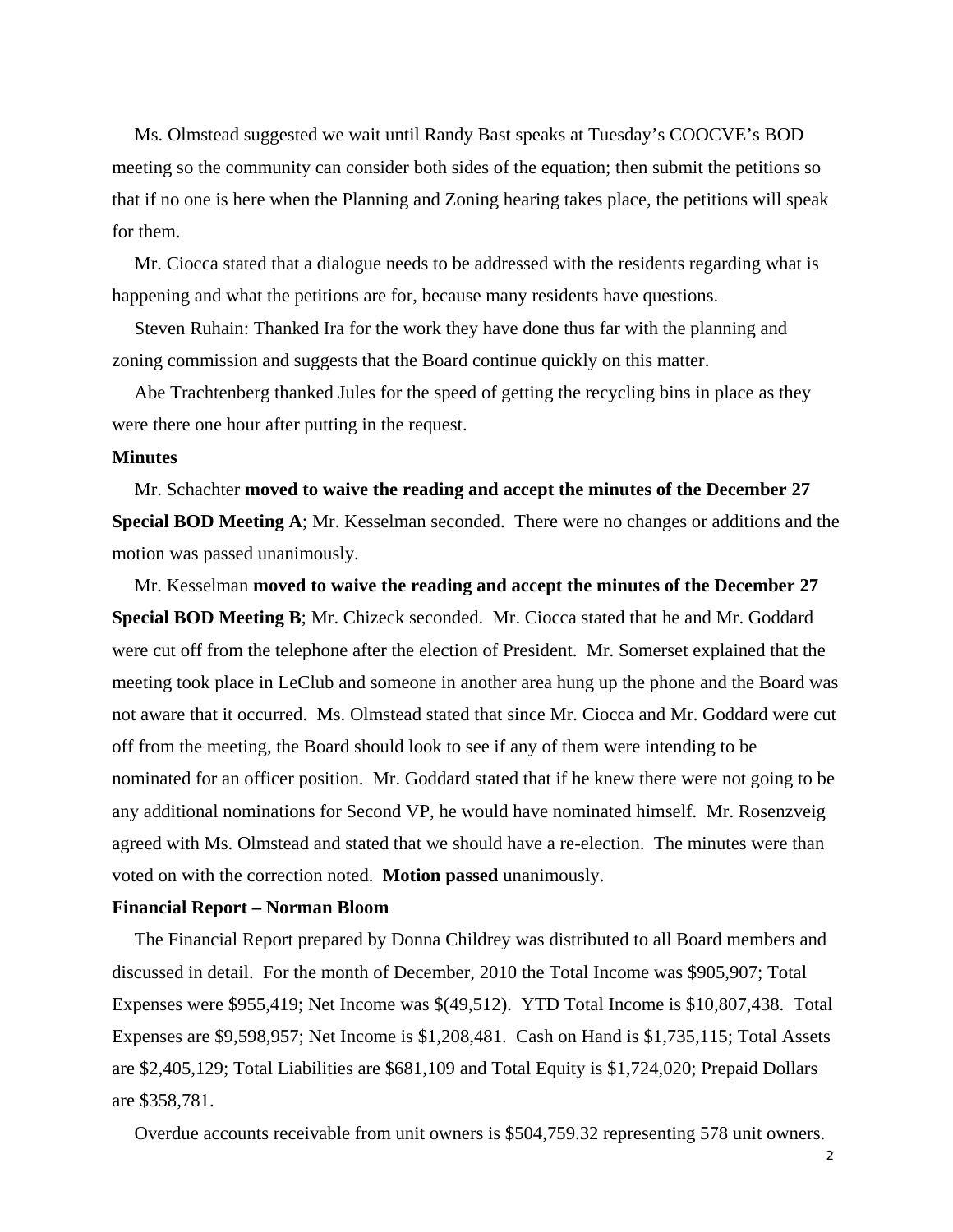Ms. Olmstead suggested we wait until Randy Bast speaks at Tuesday's COOCVE's BOD meeting so the community can consider both sides of the equation; then submit the petitions so that if no one is here when the Planning and Zoning hearing takes place, the petitions will speak for them.

Mr. Ciocca stated that a dialogue needs to be addressed with the residents regarding what is happening and what the petitions are for, because many residents have questions.

Steven Ruhain: Thanked Ira for the work they have done thus far with the planning and zoning commission and suggests that the Board continue quickly on this matter.

Abe Trachtenberg thanked Jules for the speed of getting the recycling bins in place as they were there one hour after putting in the request.

**Minutes**

Mr. Schachter **moved to waive the reading and accept the minutes of the December 27 Special BOD Meeting A**; Mr. Kesselman seconded. There were no changes or additions and the motion was passed unanimously.

Mr. Kesselman **moved to waive the reading and accept the minutes of the December 27 Special BOD Meeting B**; Mr. Chizeck seconded. Mr. Ciocca stated that he and Mr. Goddard were cut off from the telephone after the election of President. Mr. Somerset explained that the meeting took place in LeClub and someone in another area hung up the phone and the Board was not aware that it occurred. Ms. Olmstead stated that since Mr. Ciocca and Mr. Goddard were cut off from the meeting, the Board should look to see if any of them were intending to be nominated for an officer position. Mr. Goddard stated that if he knew there were not going to be any additional nominations for Second VP, he would have nominated himself. Mr. Rosenzveig agreed with Ms. Olmstead and stated that we should have a re-election. The minutes were than voted on with the correction noted. **Motion passed** unanimously.

**Financial Report – Norman Bloom**

The Financial Report prepared by Donna Childrey was distributed to all Board members and discussed in detail. For the month of December, 2010 the Total Income was $905,907; Total Expenses were $955,419; Net Income was $(49,512). YTD Total Income is $10,807,438. Total Expenses are $9,598,957; Net Income is $1,208,481. Cash on Hand is $1,735,115; Total Assets are $2,405,129; Total Liabilities are $681,109 and Total Equity is $1,724,020; Prepaid Dollars are $358,781.

Overdue accounts receivable from unit owners is $504,759.32 representing 578 unit owners.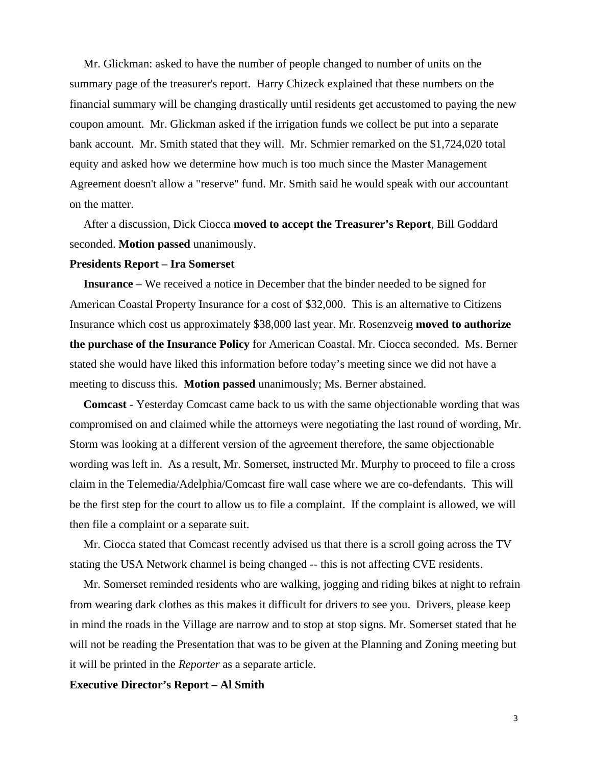Mr. Glickman: asked to have the number of people changed to number of units on the summary page of the treasurer's report. Harry Chizeck explained that these numbers on the financial summary will be changing drastically until residents get accustomed to paying the new coupon amount. Mr. Glickman asked if the irrigation funds we collect be put into a separate bank account. Mr. Smith stated that they will. Mr. Schmier remarked on the $1,724,020 total equity and asked how we determine how much is too much since the Master Management Agreement doesn't allow a "reserve" fund. Mr. Smith said he would speak with our accountant on the matter.

After a discussion, Dick Ciocca **moved to accept the Treasurer's Report**, Bill Goddard seconded. **Motion passed** unanimously.

**Presidents Report – Ira Somerset**

**Insurance** – We received a notice in December that the binder needed to be signed for American Coastal Property Insurance for a cost of $32,000. This is an alternative to Citizens Insurance which cost us approximately $38,000 last year. Mr. Rosenzveig **moved to authorize the purchase of the Insurance Policy** for American Coastal. Mr. Ciocca seconded. Ms. Berner stated she would have liked this information before today's meeting since we did not have a meeting to discuss this. **Motion passed** unanimously; Ms. Berner abstained.

**Comcast** - Yesterday Comcast came back to us with the same objectionable wording that was compromised on and claimed while the attorneys were negotiating the last round of wording, Mr. Storm was looking at a different version of the agreement therefore, the same objectionable wording was left in. As a result, Mr. Somerset, instructed Mr. Murphy to proceed to file a cross claim in the Telemedia/Adelphia/Comcast fire wall case where we are co-defendants. This will be the first step for the court to allow us to file a complaint. If the complaint is allowed, we will then file a complaint or a separate suit.

Mr. Ciocca stated that Comcast recently advised us that there is a scroll going across the TV stating the USA Network channel is being changed -- this is not affecting CVE residents.

Mr. Somerset reminded residents who are walking, jogging and riding bikes at night to refrain from wearing dark clothes as this makes it difficult for drivers to see you. Drivers, please keep in mind the roads in the Village are narrow and to stop at stop signs. Mr. Somerset stated that he will not be reading the Presentation that was to be given at the Planning and Zoning meeting but it will be printed in the *Reporter* as a separate article.

**Executive Director's Report – Al Smith**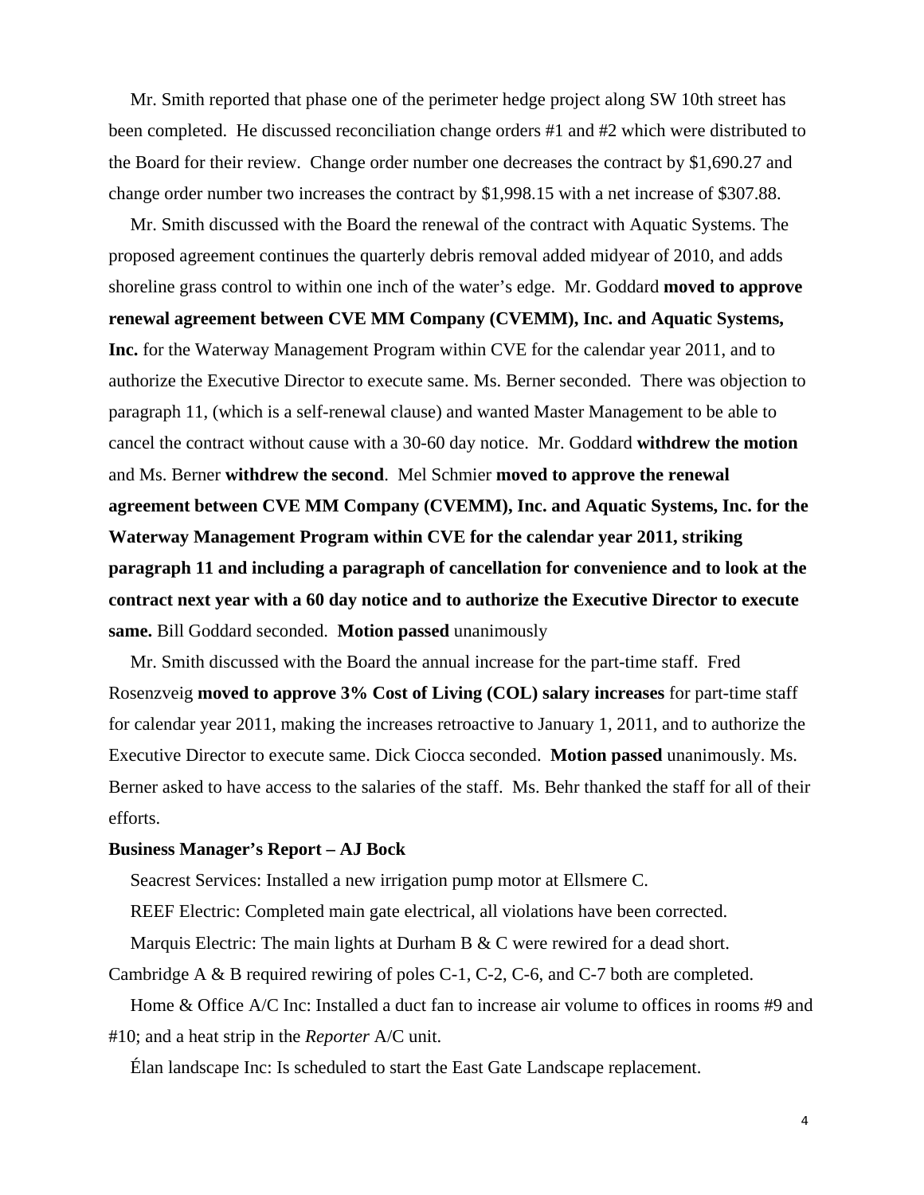Mr. Smith reported that phase one of the perimeter hedge project along SW 10th street has been completed. He discussed reconciliation change orders #1 and #2 which were distributed to the Board for their review. Change order number one decreases the contract by $1,690.27 and change order number two increases the contract by $1,998.15 with a net increase of $307.88.

Mr. Smith discussed with the Board the renewal of the contract with Aquatic Systems. The proposed agreement continues the quarterly debris removal added midyear of 2010, and adds shoreline grass control to within one inch of the water's edge. Mr. Goddard **moved to approve renewal agreement between CVE MM Company (CVEMM), Inc. and Aquatic Systems, Inc.** for the Waterway Management Program within CVE for the calendar year 2011, and to authorize the Executive Director to execute same. Ms. Berner seconded. There was objection to paragraph 11, (which is a self-renewal clause) and wanted Master Management to be able to cancel the contract without cause with a 30-60 day notice. Mr. Goddard **withdrew the motion** and Ms. Berner **withdrew the second**. Mel Schmier **moved to approve the renewal agreement between CVE MM Company (CVEMM), Inc. and Aquatic Systems, Inc. for the Waterway Management Program within CVE for the calendar year 2011, striking paragraph 11 and including a paragraph of cancellation for convenience and to look at the contract next year with a 60 day notice and to authorize the Executive Director to execute same.** Bill Goddard seconded. **Motion passed** unanimously

Mr. Smith discussed with the Board the annual increase for the part-time staff. Fred Rosenzveig **moved to approve 3% Cost of Living (COL) salary increases** for part-time staff for calendar year 2011, making the increases retroactive to January 1, 2011, and to authorize the Executive Director to execute same. Dick Ciocca seconded. **Motion passed** unanimously. Ms. Berner asked to have access to the salaries of the staff. Ms. Behr thanked the staff for all of their efforts.

**Business Manager's Report – AJ Bock**

Seacrest Services: Installed a new irrigation pump motor at Ellsmere C.

REEF Electric: Completed main gate electrical, all violations have been corrected.

Marquis Electric: The main lights at Durham B & C were rewired for a dead short. Cambridge A & B required rewiring of poles C-1, C-2, C-6, and C-7 both are completed.

Home & Office A/C Inc: Installed a duct fan to increase air volume to offices in rooms #9 and #10; and a heat strip in the *Reporter* A/C unit.

Élan landscape Inc: Is scheduled to start the East Gate Landscape replacement.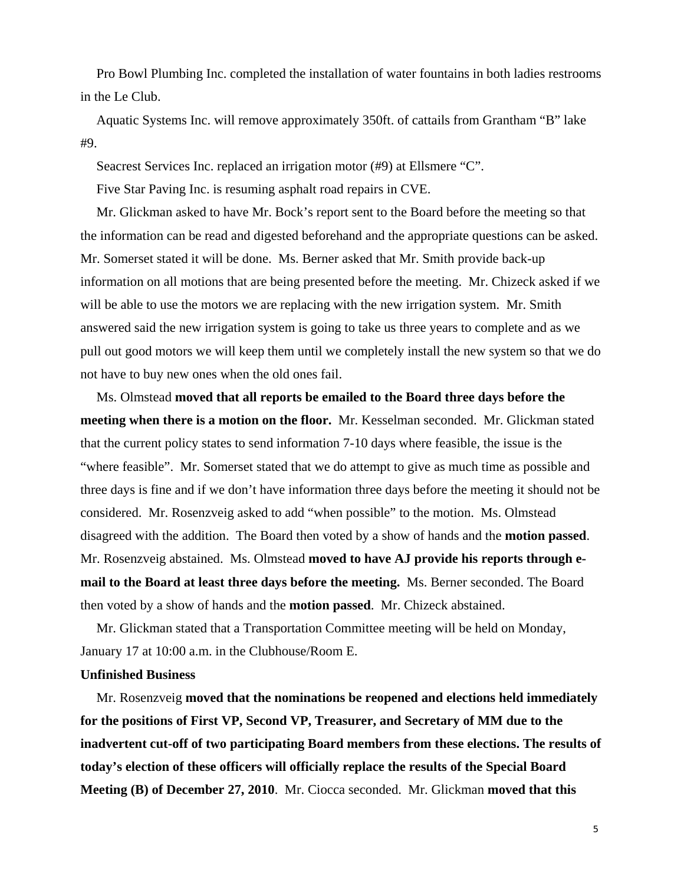Pro Bowl Plumbing Inc. completed the installation of water fountains in both ladies restrooms in the Le Club.

Aquatic Systems Inc. will remove approximately 350ft. of cattails from Grantham "B" lake #9.

Seacrest Services Inc. replaced an irrigation motor (#9) at Ellsmere "C".

Five Star Paving Inc. is resuming asphalt road repairs in CVE.

Mr. Glickman asked to have Mr. Bock's report sent to the Board before the meeting so that the information can be read and digested beforehand and the appropriate questions can be asked. Mr. Somerset stated it will be done. Ms. Berner asked that Mr. Smith provide back-up information on all motions that are being presented before the meeting. Mr. Chizeck asked if we will be able to use the motors we are replacing with the new irrigation system. Mr. Smith answered said the new irrigation system is going to take us three years to complete and as we pull out good motors we will keep them until we completely install the new system so that we do not have to buy new ones when the old ones fail.

Ms. Olmstead **moved that all reports be emailed to the Board three days before the meeting when there is a motion on the floor.** Mr. Kesselman seconded. Mr. Glickman stated that the current policy states to send information 7-10 days where feasible, the issue is the "where feasible". Mr. Somerset stated that we do attempt to give as much time as possible and three days is fine and if we don't have information three days before the meeting it should not be considered. Mr. Rosenzveig asked to add "when possible" to the motion. Ms. Olmstead disagreed with the addition. The Board then voted by a show of hands and the **motion passed**. Mr. Rosenzveig abstained. Ms. Olmstead **moved to have AJ provide his reports through e-mail to the Board at least three days before the meeting.** Ms. Berner seconded. The Board then voted by a show of hands and the **motion passed**. Mr. Chizeck abstained.

Mr. Glickman stated that a Transportation Committee meeting will be held on Monday, January 17 at 10:00 a.m. in the Clubhouse/Room E.

**Unfinished Business**

Mr. Rosenzveig **moved that the nominations be reopened and elections held immediately for the positions of First VP, Second VP, Treasurer, and Secretary of MM due to the inadvertent cut-off of two participating Board members from these elections. The results of today's election of these officers will officially replace the results of the Special Board Meeting (B) of December 27, 2010**. Mr. Ciocca seconded. Mr. Glickman **moved that this**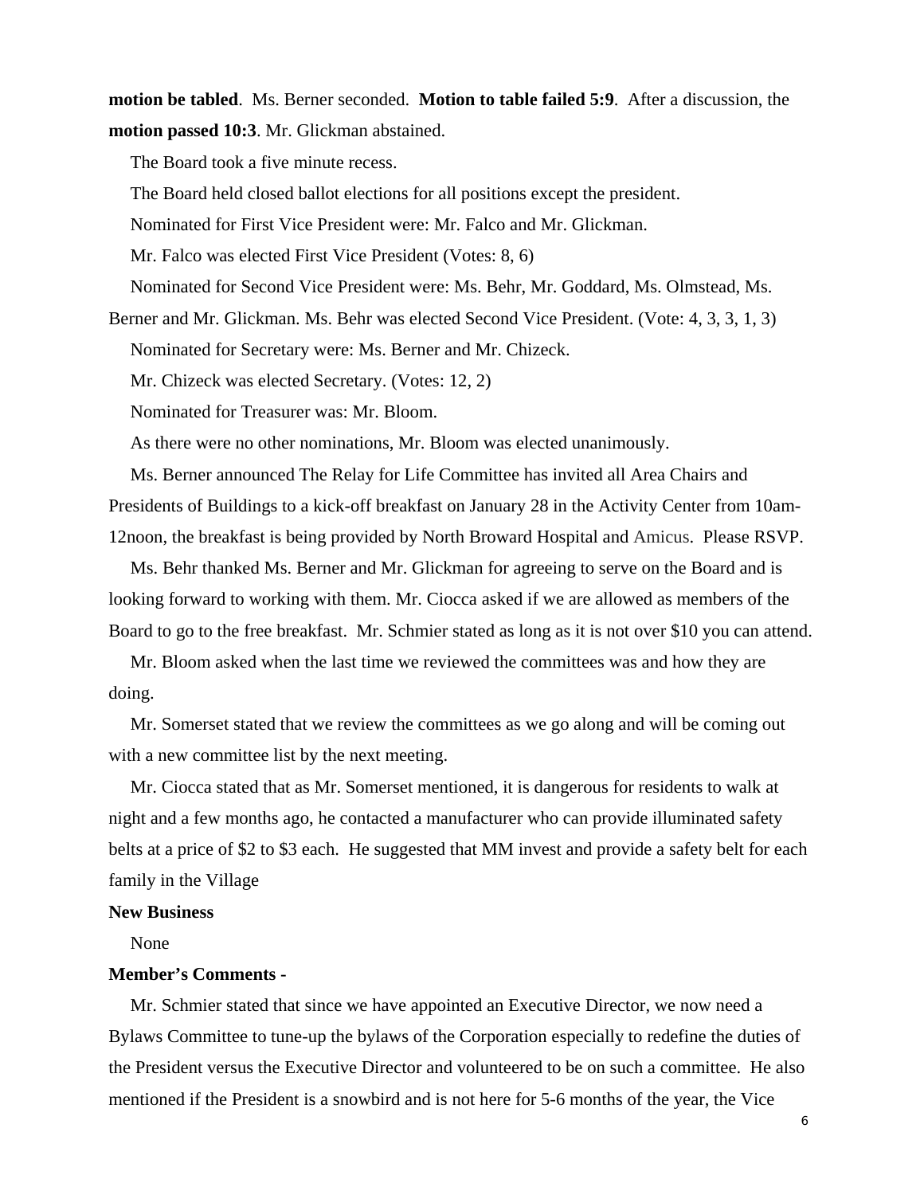**motion be tabled**. Ms. Berner seconded. **Motion to table failed 5:9**. After a discussion, the **motion passed 10:3**. Mr. Glickman abstained.

The Board took a five minute recess.

The Board held closed ballot elections for all positions except the president.

Nominated for First Vice President were: Mr. Falco and Mr. Glickman.

Mr. Falco was elected First Vice President (Votes: 8, 6)

Nominated for Second Vice President were: Ms. Behr, Mr. Goddard, Ms. Olmstead, Ms. Berner and Mr. Glickman. Ms. Behr was elected Second Vice President. (Vote: 4, 3, 3, 1, 3)

Nominated for Secretary were: Ms. Berner and Mr. Chizeck.

Mr. Chizeck was elected Secretary. (Votes: 12, 2)

Nominated for Treasurer was: Mr. Bloom.

As there were no other nominations, Mr. Bloom was elected unanimously.

Ms. Berner announced The Relay for Life Committee has invited all Area Chairs and Presidents of Buildings to a kick-off breakfast on January 28 in the Activity Center from 10am-12noon, the breakfast is being provided by North Broward Hospital and Amicus. Please RSVP.

Ms. Behr thanked Ms. Berner and Mr. Glickman for agreeing to serve on the Board and is looking forward to working with them. Mr. Ciocca asked if we are allowed as members of the Board to go to the free breakfast. Mr. Schmier stated as long as it is not over $10 you can attend.

Mr. Bloom asked when the last time we reviewed the committees was and how they are doing.

Mr. Somerset stated that we review the committees as we go along and will be coming out with a new committee list by the next meeting.

Mr. Ciocca stated that as Mr. Somerset mentioned, it is dangerous for residents to walk at night and a few months ago, he contacted a manufacturer who can provide illuminated safety belts at a price of $2 to $3 each. He suggested that MM invest and provide a safety belt for each family in the Village

**New Business**

None

**Member's Comments -**

Mr. Schmier stated that since we have appointed an Executive Director, we now need a Bylaws Committee to tune-up the bylaws of the Corporation especially to redefine the duties of the President versus the Executive Director and volunteered to be on such a committee. He also mentioned if the President is a snowbird and is not here for 5-6 months of the year, the Vice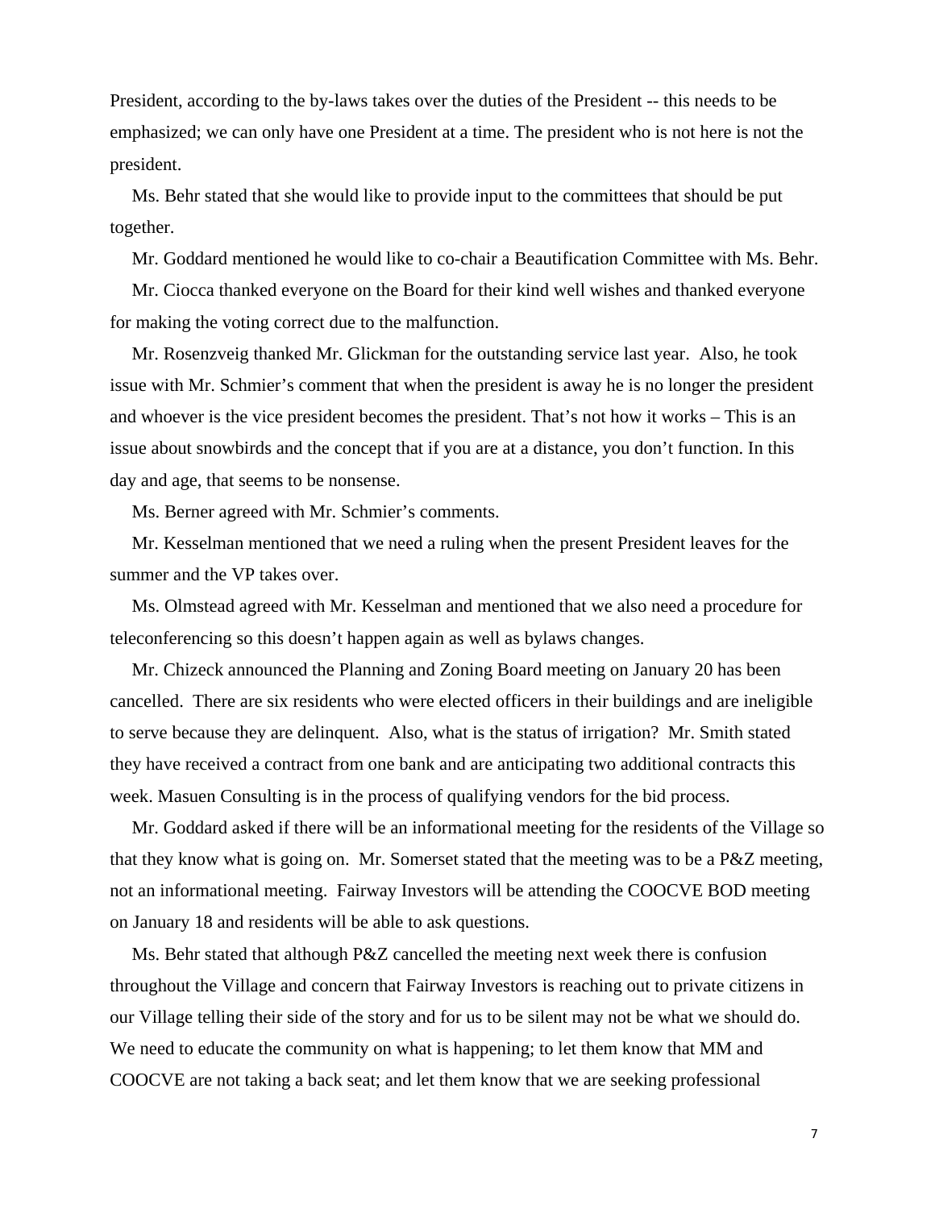President, according to the by-laws takes over the duties of the President -- this needs to be emphasized; we can only have one President at a time. The president who is not here is not the president.

Ms. Behr stated that she would like to provide input to the committees that should be put together.

Mr. Goddard mentioned he would like to co-chair a Beautification Committee with Ms. Behr.

Mr. Ciocca thanked everyone on the Board for their kind well wishes and thanked everyone for making the voting correct due to the malfunction.

Mr. Rosenzveig thanked Mr. Glickman for the outstanding service last year. Also, he took issue with Mr. Schmier's comment that when the president is away he is no longer the president and whoever is the vice president becomes the president. That's not how it works – This is an issue about snowbirds and the concept that if you are at a distance, you don't function. In this day and age, that seems to be nonsense.

Ms. Berner agreed with Mr. Schmier's comments.

Mr. Kesselman mentioned that we need a ruling when the present President leaves for the summer and the VP takes over.

Ms. Olmstead agreed with Mr. Kesselman and mentioned that we also need a procedure for teleconferencing so this doesn't happen again as well as bylaws changes.

Mr. Chizeck announced the Planning and Zoning Board meeting on January 20 has been cancelled. There are six residents who were elected officers in their buildings and are ineligible to serve because they are delinquent. Also, what is the status of irrigation? Mr. Smith stated they have received a contract from one bank and are anticipating two additional contracts this week. Masuen Consulting is in the process of qualifying vendors for the bid process.

Mr. Goddard asked if there will be an informational meeting for the residents of the Village so that they know what is going on. Mr. Somerset stated that the meeting was to be a P&Z meeting, not an informational meeting. Fairway Investors will be attending the COOCVE BOD meeting on January 18 and residents will be able to ask questions.

Ms. Behr stated that although P&Z cancelled the meeting next week there is confusion throughout the Village and concern that Fairway Investors is reaching out to private citizens in our Village telling their side of the story and for us to be silent may not be what we should do. We need to educate the community on what is happening; to let them know that MM and COOCVE are not taking a back seat; and let them know that we are seeking professional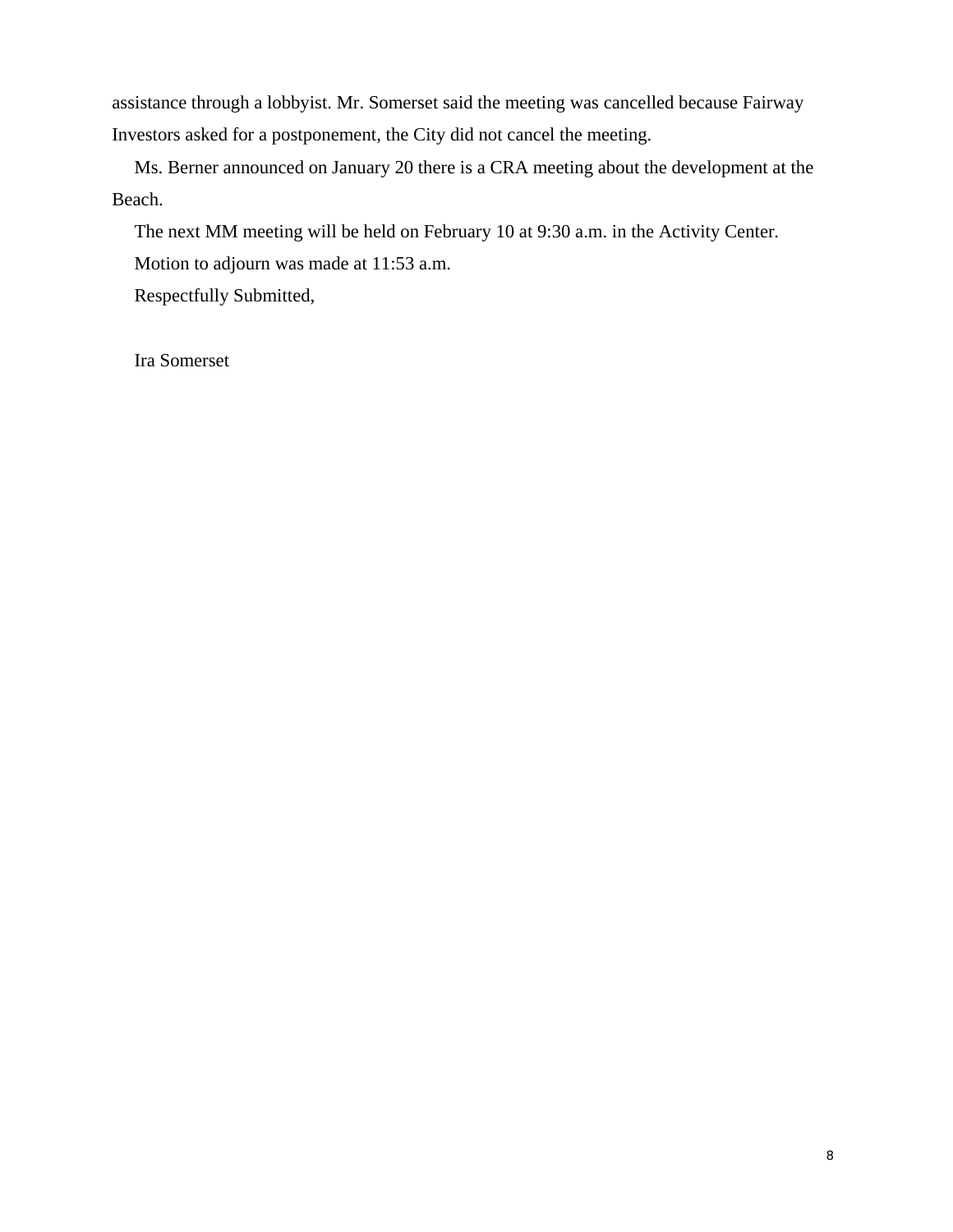assistance through a lobbyist. Mr. Somerset said the meeting was cancelled because Fairway Investors asked for a postponement, the City did not cancel the meeting.

Ms. Berner announced on January 20 there is a CRA meeting about the development at the Beach.

The next MM meeting will be held on February 10 at 9:30 a.m. in the Activity Center.

Motion to adjourn was made at 11:53 a.m.

Respectfully Submitted,

Ira Somerset